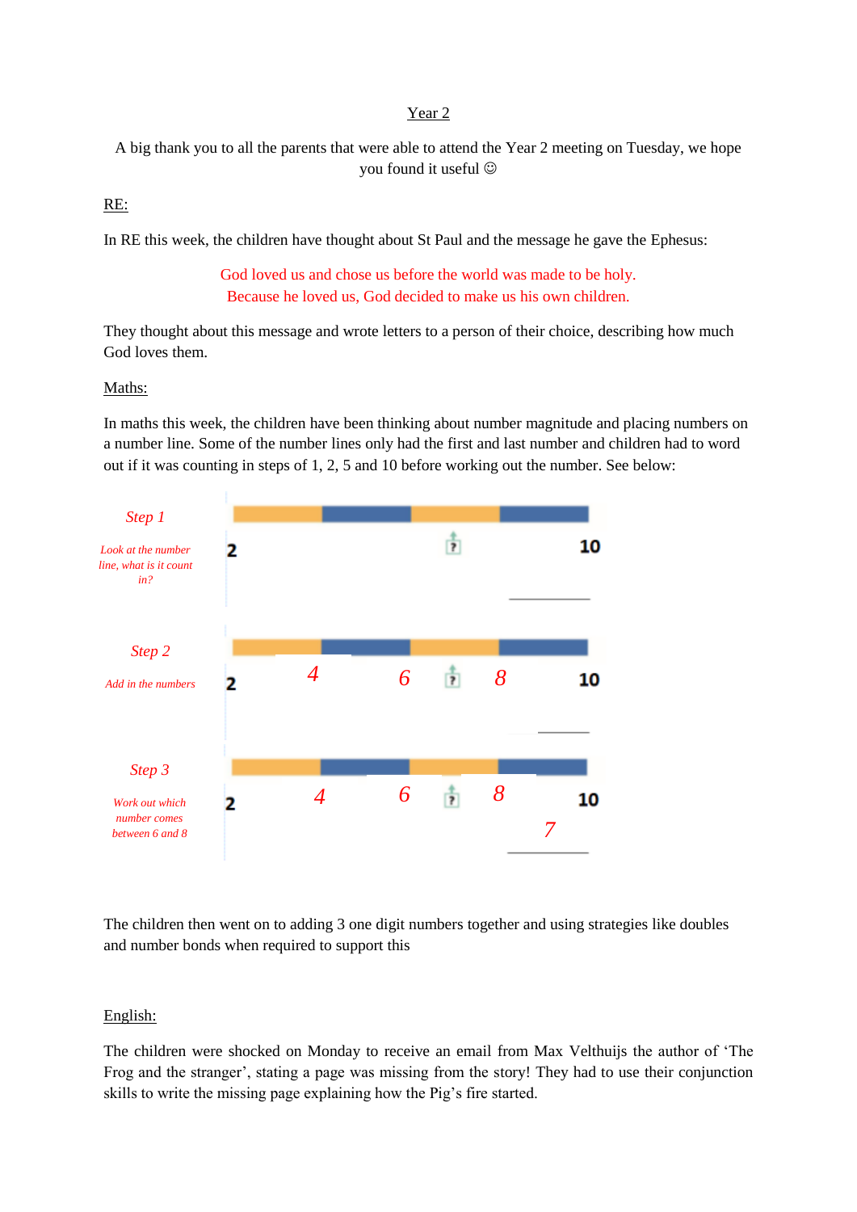<u>Year 2</u>

A big thank you to all the parents that were able to attend the Year 2 meeting on Tuesday, we hope you found it useful ☺

<u>RE:</u>

In RE this week, the children have thought about St Paul and the message he gave the Ephesus:

God loved us and chose us before the world was made to be holy.
Because he loved us, God decided to make us his own children.

They thought about this message and wrote letters to a person of their choice, describing how much God loves them.

<u>Maths:</u>

In maths this week, the children have been thinking about number magnitude and placing numbers on a number line. Some of the number lines only had the first and last number and children had to word out if it was counting in steps of 1, 2, 5 and 10 before working out the number. See below:

*Step 1*

*Look at the number line, what is it count in?*

2 ? 10

*Step 2*

*Add in the numbers*

2 *4* *6* ? *8* 10

*Step 3*

*Work out which number comes between 6 and 8*

2 *4* *6* ? *8* 10

*7*

The children then went on to adding 3 one digit numbers together and using strategies like doubles and number bonds when required to support this

<u>English:</u>

The children were shocked on Monday to receive an email from Max Velthuijs the author of 'The Frog and the stranger', stating a page was missing from the story! They had to use their conjunction skills to write the missing page explaining how the Pig's fire started.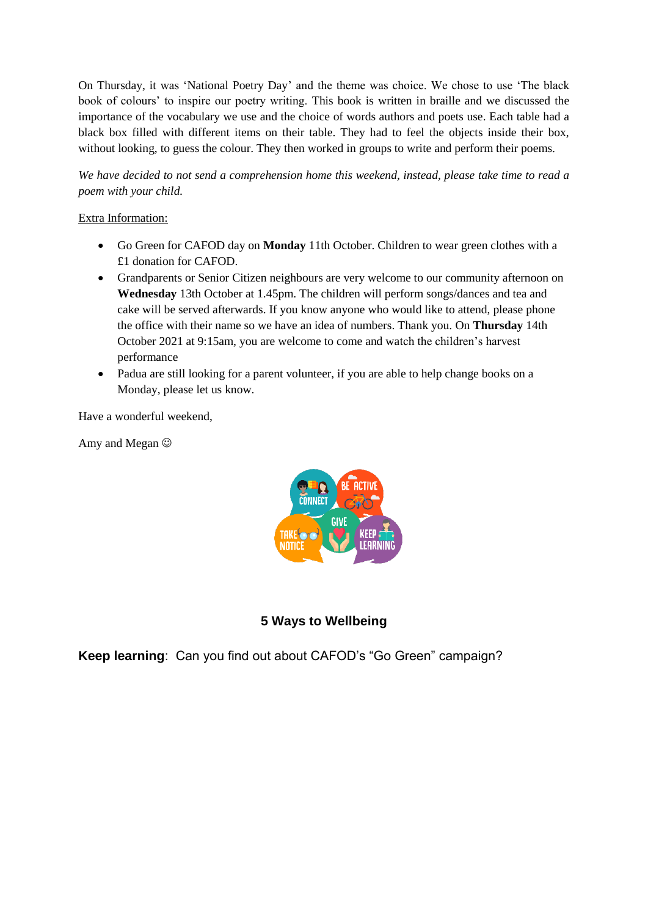On Thursday, it was 'National Poetry Day' and the theme was choice. We chose to use 'The black book of colours' to inspire our poetry writing. This book is written in braille and we discussed the importance of the vocabulary we use and the choice of words authors and poets use. Each table had a black box filled with different items on their table. They had to feel the objects inside their box, without looking, to guess the colour. They then worked in groups to write and perform their poems.

*We have decided to not send a comprehension home this weekend, instead, please take time to read a poem with your child.*

Extra Information:

- Go Green for CAFOD day on **Monday** 11th October. Children to wear green clothes with a £1 donation for CAFOD.
- Grandparents or Senior Citizen neighbours are very welcome to our community afternoon on **Wednesday** 13th October at 1.45pm. The children will perform songs/dances and tea and cake will be served afterwards. If you know anyone who would like to attend, please phone the office with their name so we have an idea of numbers. Thank you. On **Thursday** 14th October 2021 at 9:15am, you are welcome to come and watch the children's harvest performance
- Padua are still looking for a parent volunteer, if you are able to help change books on a Monday, please let us know.

Have a wonderful weekend,

Amy and Megan ☺

CONNECT
BE ACTIVE
GIVE
TAKE NOTICE
KEEP LEARNING

**5 Ways to Wellbeing**

**Keep learning**: Can you find out about CAFOD's "Go Green" campaign?